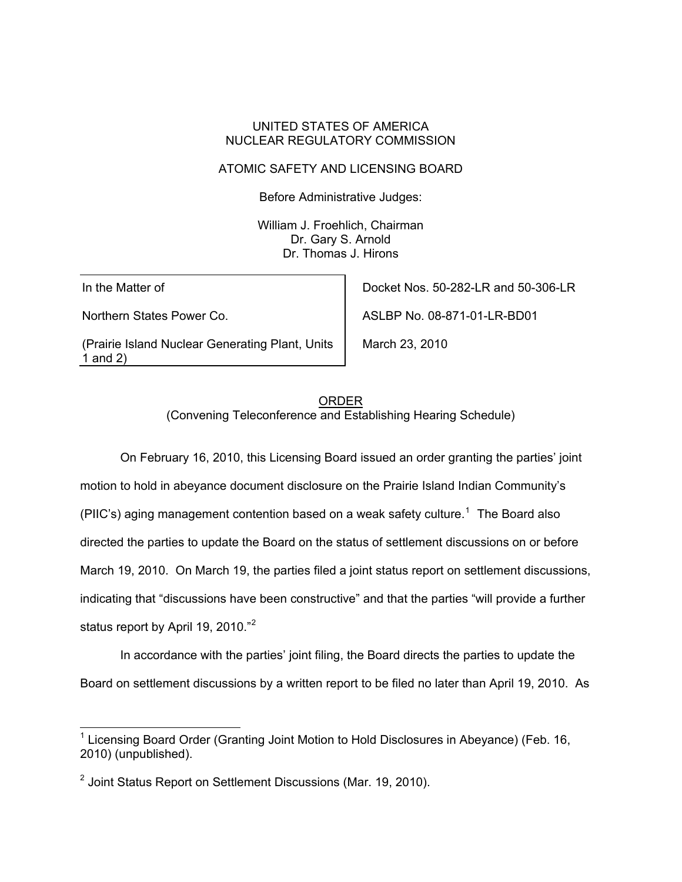UNITED STATES OF AMERICA
NUCLEAR REGULATORY COMMISSION

ATOMIC SAFETY AND LICENSING BOARD

Before Administrative Judges:

William J. Froehlich, Chairman
Dr. Gary S. Arnold
Dr. Thomas J. Hirons

| | |
|---|---|
| In the Matter of | Docket Nos. 50-282-LR and 50-306-LR |
| Northern States Power Co. | ASLBP No. 08-871-01-LR-BD01 |
| (Prairie Island Nuclear Generating Plant, Units 1 and 2) | March 23, 2010 |

ORDER
(Convening Teleconference and Establishing Hearing Schedule)

On February 16, 2010, this Licensing Board issued an order granting the parties' joint motion to hold in abeyance document disclosure on the Prairie Island Indian Community's (PIIC's) aging management contention based on a weak safety culture.[1] The Board also directed the parties to update the Board on the status of settlement discussions on or before March 19, 2010. On March 19, the parties filed a joint status report on settlement discussions, indicating that "discussions have been constructive" and that the parties "will provide a further status report by April 19, 2010."[2]

In accordance with the parties' joint filing, the Board directs the parties to update the Board on settlement discussions by a written report to be filed no later than April 19, 2010. As

---

[1] Licensing Board Order (Granting Joint Motion to Hold Disclosures in Abeyance) (Feb. 16, 2010) (unpublished).

[2] Joint Status Report on Settlement Discussions (Mar. 19, 2010).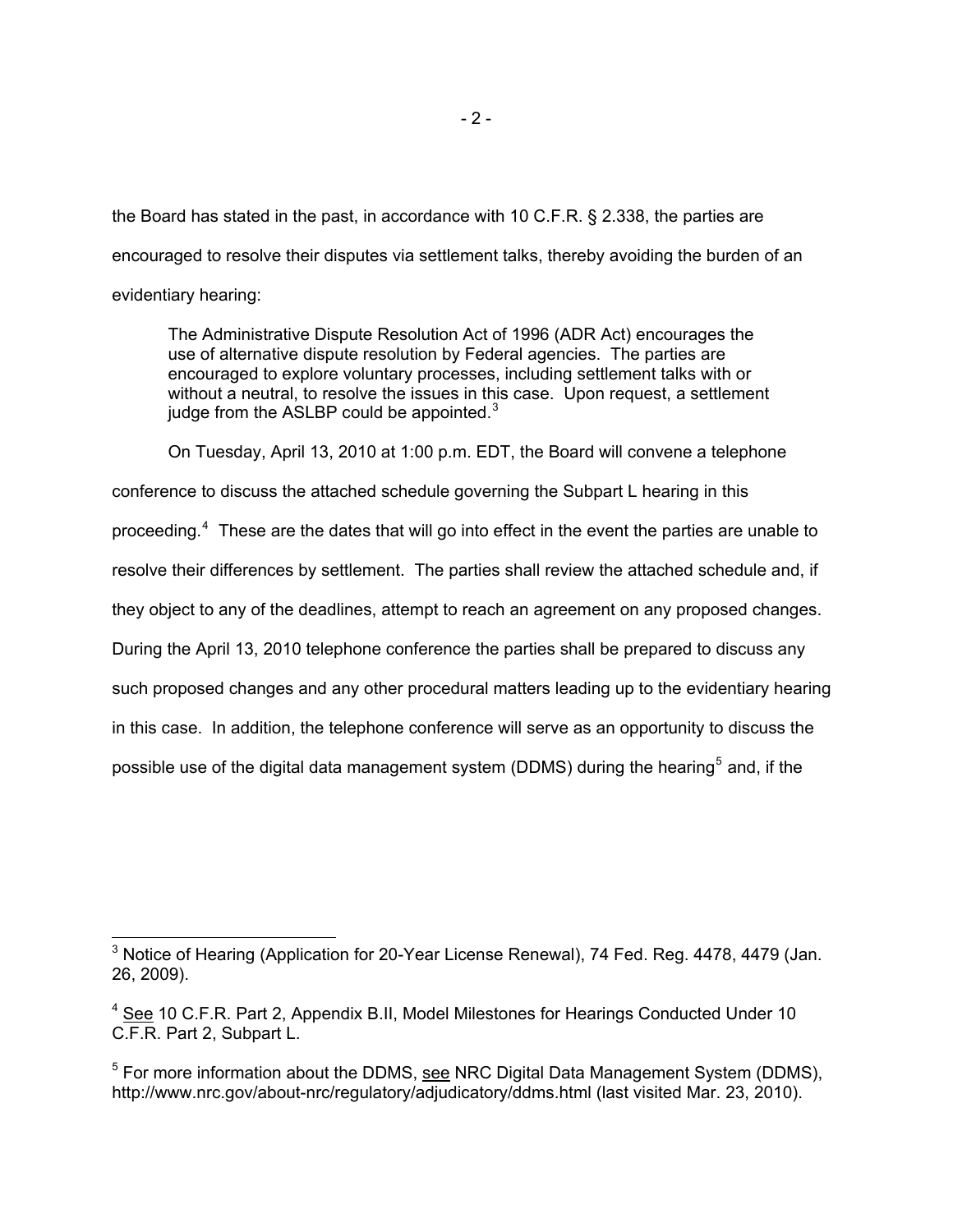the Board has stated in the past, in accordance with 10 C.F.R. § 2.338, the parties are encouraged to resolve their disputes via settlement talks, thereby avoiding the burden of an evidentiary hearing:

> The Administrative Dispute Resolution Act of 1996 (ADR Act) encourages the use of alternative dispute resolution by Federal agencies. The parties are encouraged to explore voluntary processes, including settlement talks with or without a neutral, to resolve the issues in this case. Upon request, a settlement judge from the ASLBP could be appointed.[3]

On Tuesday, April 13, 2010 at 1:00 p.m. EDT, the Board will convene a telephone conference to discuss the attached schedule governing the Subpart L hearing in this proceeding.[4] These are the dates that will go into effect in the event the parties are unable to resolve their differences by settlement. The parties shall review the attached schedule and, if they object to any of the deadlines, attempt to reach an agreement on any proposed changes. During the April 13, 2010 telephone conference the parties shall be prepared to discuss any such proposed changes and any other procedural matters leading up to the evidentiary hearing in this case. In addition, the telephone conference will serve as an opportunity to discuss the possible use of the digital data management system (DDMS) during the hearing[5] and, if the

---

[3] Notice of Hearing (Application for 20-Year License Renewal), 74 Fed. Reg. 4478, 4479 (Jan. 26, 2009).

[4] See 10 C.F.R. Part 2, Appendix B.II, Model Milestones for Hearings Conducted Under 10 C.F.R. Part 2, Subpart L.

[5] For more information about the DDMS, see NRC Digital Data Management System (DDMS), http://www.nrc.gov/about-nrc/regulatory/adjudicatory/ddms.html (last visited Mar. 23, 2010).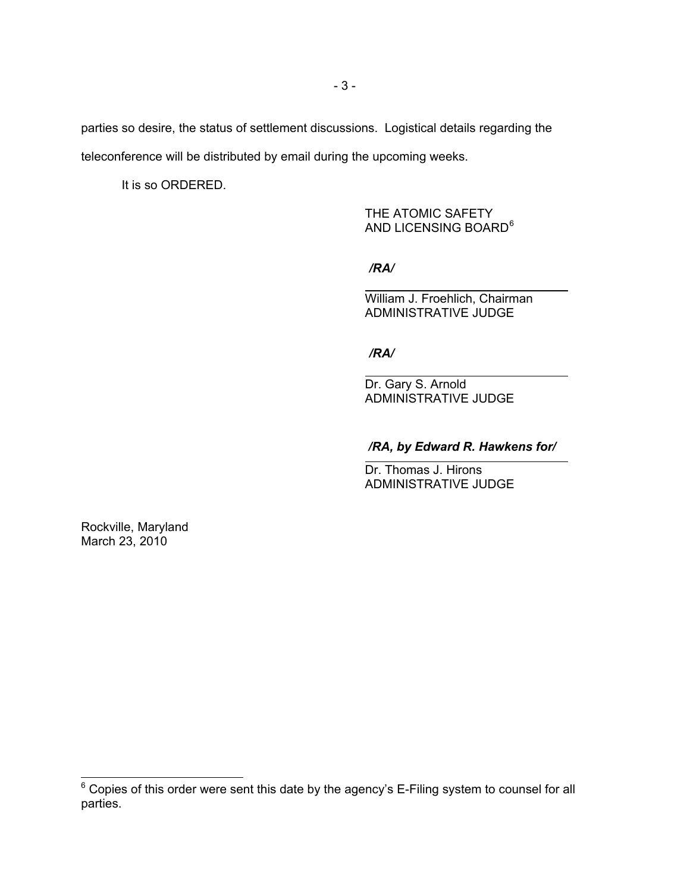parties so desire, the status of settlement discussions. Logistical details regarding the teleconference will be distributed by email during the upcoming weeks.

It is so ORDERED.

THE ATOMIC SAFETY
AND LICENSING BOARD[6]

*/RA/*

William J. Froehlich, Chairman
ADMINISTRATIVE JUDGE

*/RA/*

Dr. Gary S. Arnold
ADMINISTRATIVE JUDGE

*/RA, by Edward R. Hawkens for/*

Dr. Thomas J. Hirons
ADMINISTRATIVE JUDGE

Rockville, Maryland
March 23, 2010

---

[6] Copies of this order were sent this date by the agency's E-Filing system to counsel for all parties.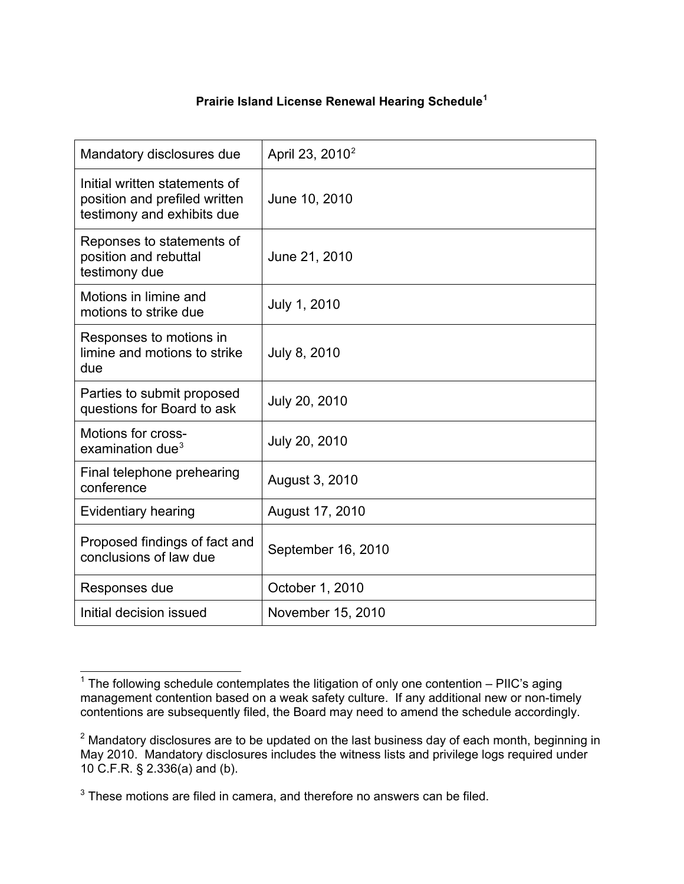**Prairie Island License Renewal Hearing Schedule[1]**

| | |
|---|---|
| Mandatory disclosures due | April 23, 2010[2] |
| Initial written statements of position and prefiled written testimony and exhibits due | June 10, 2010 |
| Reponses to statements of position and rebuttal testimony due | June 21, 2010 |
| Motions in limine and motions to strike due | July 1, 2010 |
| Responses to motions in limine and motions to strike due | July 8, 2010 |
| Parties to submit proposed questions for Board to ask | July 20, 2010 |
| Motions for cross-examination due[3] | July 20, 2010 |
| Final telephone prehearing conference | August 3, 2010 |
| Evidentiary hearing | August 17, 2010 |
| Proposed findings of fact and conclusions of law due | September 16, 2010 |
| Responses due | October 1, 2010 |
| Initial decision issued | November 15, 2010 |

---

[1] The following schedule contemplates the litigation of only one contention – PIIC's aging management contention based on a weak safety culture. If any additional new or non-timely contentions are subsequently filed, the Board may need to amend the schedule accordingly.

[2] Mandatory disclosures are to be updated on the last business day of each month, beginning in May 2010. Mandatory disclosures includes the witness lists and privilege logs required under 10 C.F.R. § 2.336(a) and (b).

[3] These motions are filed in camera, and therefore no answers can be filed.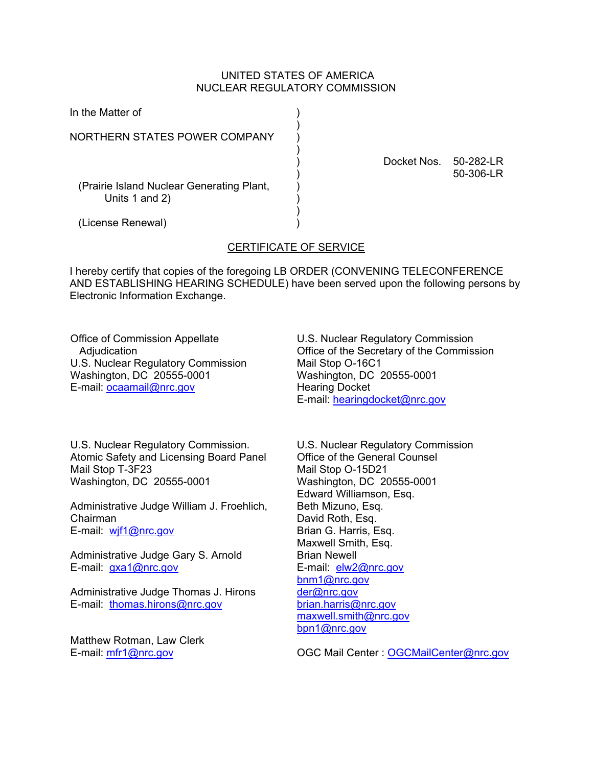UNITED STATES OF AMERICA
NUCLEAR REGULATORY COMMISSION

In the Matter of

NORTHERN STATES POWER COMPANY

(Prairie Island Nuclear Generating Plant, Units 1 and 2)

(License Renewal)

Docket Nos. 50-282-LR
50-306-LR

## CERTIFICATE OF SERVICE

I hereby certify that copies of the foregoing LB ORDER (CONVENING TELECONFERENCE AND ESTABLISHING HEARING SCHEDULE) have been served upon the following persons by Electronic Information Exchange.

Office of Commission Appellate Adjudication
U.S. Nuclear Regulatory Commission
Washington, DC 20555-0001
E-mail: ocaamail@nrc.gov

U.S. Nuclear Regulatory Commission
Office of the Secretary of the Commission
Mail Stop O-16C1
Washington, DC 20555-0001
Hearing Docket
E-mail: hearingdocket@nrc.gov

U.S. Nuclear Regulatory Commission.
Atomic Safety and Licensing Board Panel
Mail Stop T-3F23
Washington, DC 20555-0001

Administrative Judge William J. Froehlich, Chairman
E-mail: wjf1@nrc.gov

Administrative Judge Gary S. Arnold
E-mail: gxa1@nrc.gov

Administrative Judge Thomas J. Hirons
E-mail: thomas.hirons@nrc.gov

Matthew Rotman, Law Clerk
E-mail: mfr1@nrc.gov

U.S. Nuclear Regulatory Commission
Office of the General Counsel
Mail Stop O-15D21
Washington, DC 20555-0001
Edward Williamson, Esq.
Beth Mizuno, Esq.
David Roth, Esq.
Brian G. Harris, Esq.
Maxwell Smith, Esq.
Brian Newell
E-mail: elw2@nrc.gov
bnm1@nrc.gov
der@nrc.gov
brian.harris@nrc.gov
maxwell.smith@nrc.gov
bpn1@nrc.gov

OGC Mail Center : OGCMailCenter@nrc.gov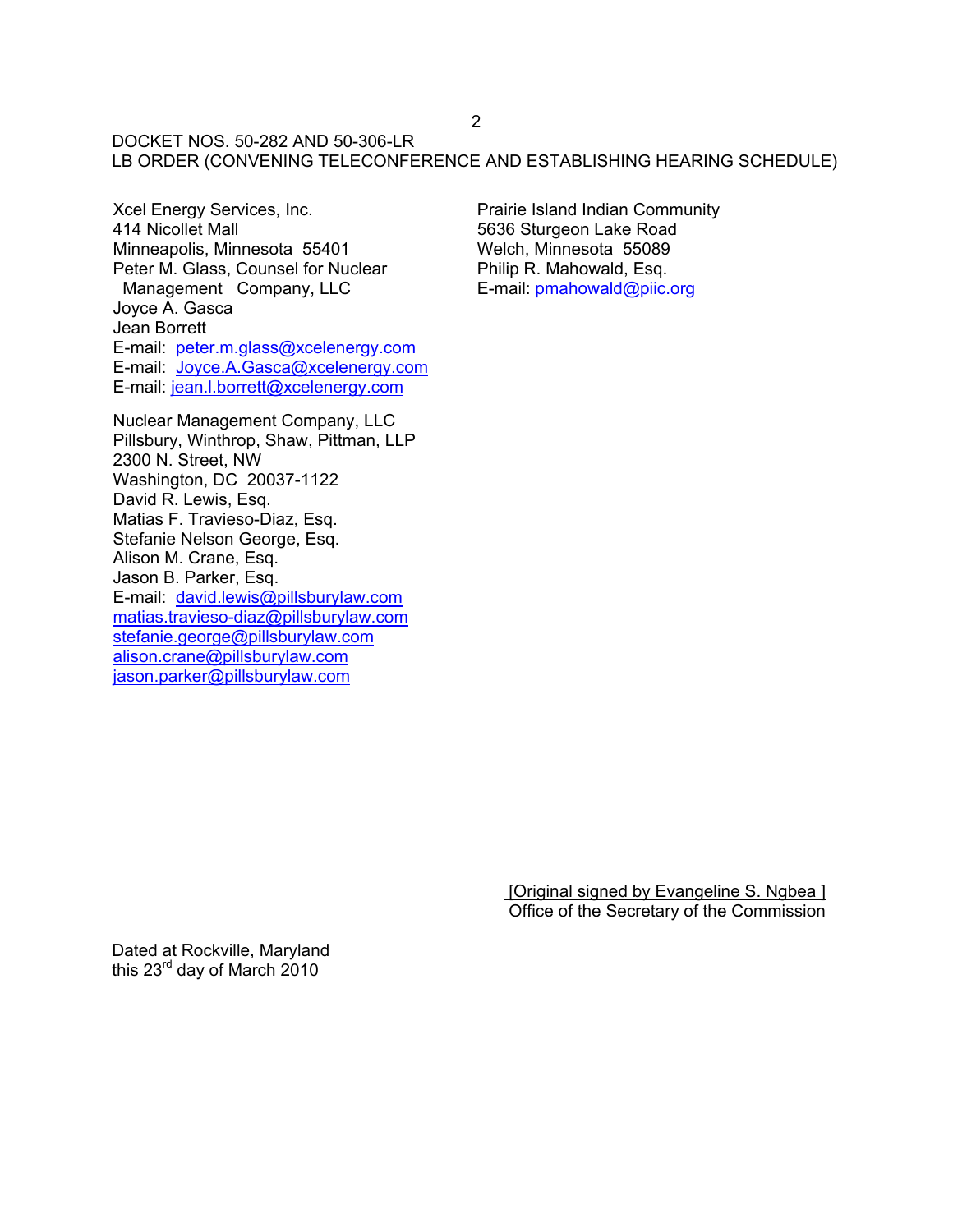DOCKET NOS. 50-282 AND 50-306-LR
LB ORDER (CONVENING TELECONFERENCE AND ESTABLISHING HEARING SCHEDULE)

Xcel Energy Services, Inc.
414 Nicollet Mall
Minneapolis, Minnesota 55401
Peter M. Glass, Counsel for Nuclear Management Company, LLC
Joyce A. Gasca
Jean Borrett
E-mail: peter.m.glass@xcelenergy.com
E-mail: Joyce.A.Gasca@xcelenergy.com
E-mail: jean.l.borrett@xcelenergy.com

Nuclear Management Company, LLC
Pillsbury, Winthrop, Shaw, Pittman, LLP
2300 N. Street, NW
Washington, DC 20037-1122
David R. Lewis, Esq.
Matias F. Travieso-Diaz, Esq.
Stefanie Nelson George, Esq.
Alison M. Crane, Esq.
Jason B. Parker, Esq.
E-mail: david.lewis@pillsburylaw.com
matias.travieso-diaz@pillsburylaw.com
stefanie.george@pillsburylaw.com
alison.crane@pillsburylaw.com
jason.parker@pillsburylaw.com

Prairie Island Indian Community
5636 Sturgeon Lake Road
Welch, Minnesota 55089
Philip R. Mahowald, Esq.
E-mail: pmahowald@piic.org

[Original signed by Evangeline S. Ngbea ]
Office of the Secretary of the Commission

Dated at Rockville, Maryland
this 23rd day of March 2010